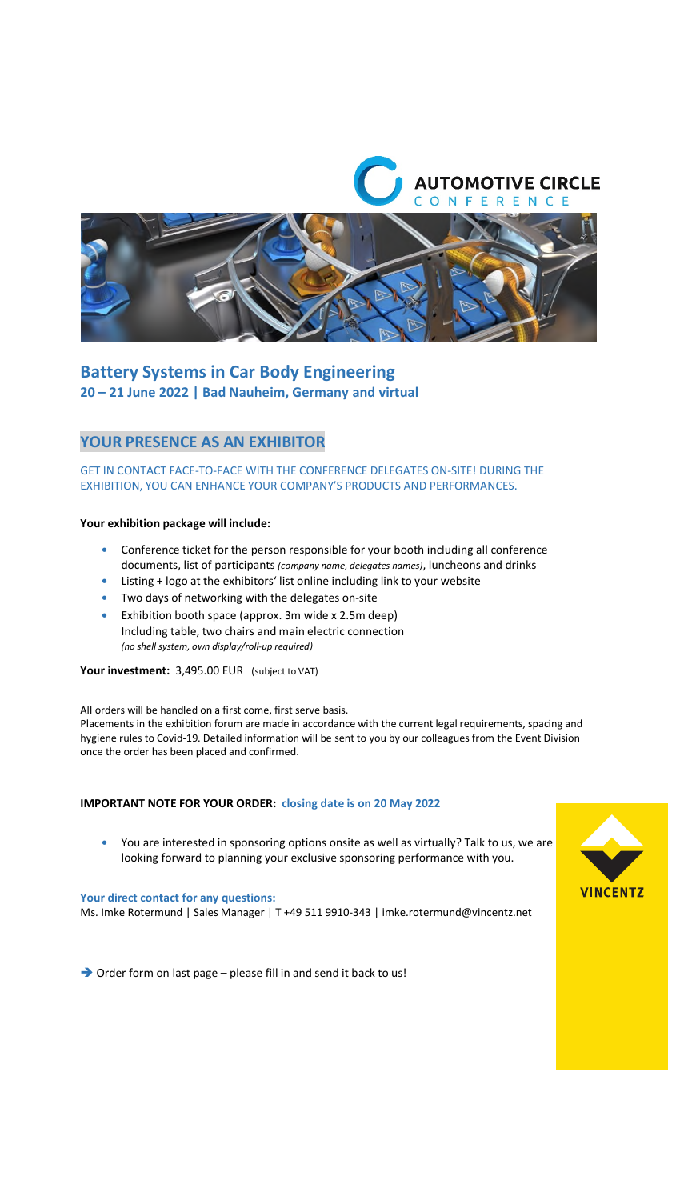AUTOMOTIVE CIRCLE
CONFERENCE

# Battery Systems in Car Body Engineering

**20 – 21 June 2022 | Bad Nauheim, Germany and virtual**

## YOUR PRESENCE AS AN EXHIBITOR

GET IN CONTACT FACE-TO-FACE WITH THE CONFERENCE DELEGATES ON-SITE! DURING THE EXHIBITION, YOU CAN ENHANCE YOUR COMPANY'S PRODUCTS AND PERFORMANCES.

**Your exhibition package will include:**

- Conference ticket for the person responsible for your booth including all conference documents, list of participants *(company name, delegates names)*, luncheons and drinks
- Listing + logo at the exhibitors' list online including link to your website
- Two days of networking with the delegates on-site
- Exhibition booth space (approx. 3m wide x 2.5m deep)
  Including table, two chairs and main electric connection
  *(no shell system, own display/roll-up required)*

**Your investment:** 3,495.00 EUR (subject to VAT)

All orders will be handled on a first come, first serve basis.
Placements in the exhibition forum are made in accordance with the current legal requirements, spacing and hygiene rules to Covid-19. Detailed information will be sent to you by our colleagues from the Event Division once the order has been placed and confirmed.

**IMPORTANT NOTE FOR YOUR ORDER: closing date is on 20 May 2022**

- You are interested in sponsoring options onsite as well as virtually? Talk to us, we are looking forward to planning your exclusive sponsoring performance with you.

**Your direct contact for any questions:**
Ms. Imke Rotermund | Sales Manager | T +49 511 9910-343 | imke.rotermund@vincentz.net

➔ Order form on last page – please fill in and send it back to us!

VINCENTZ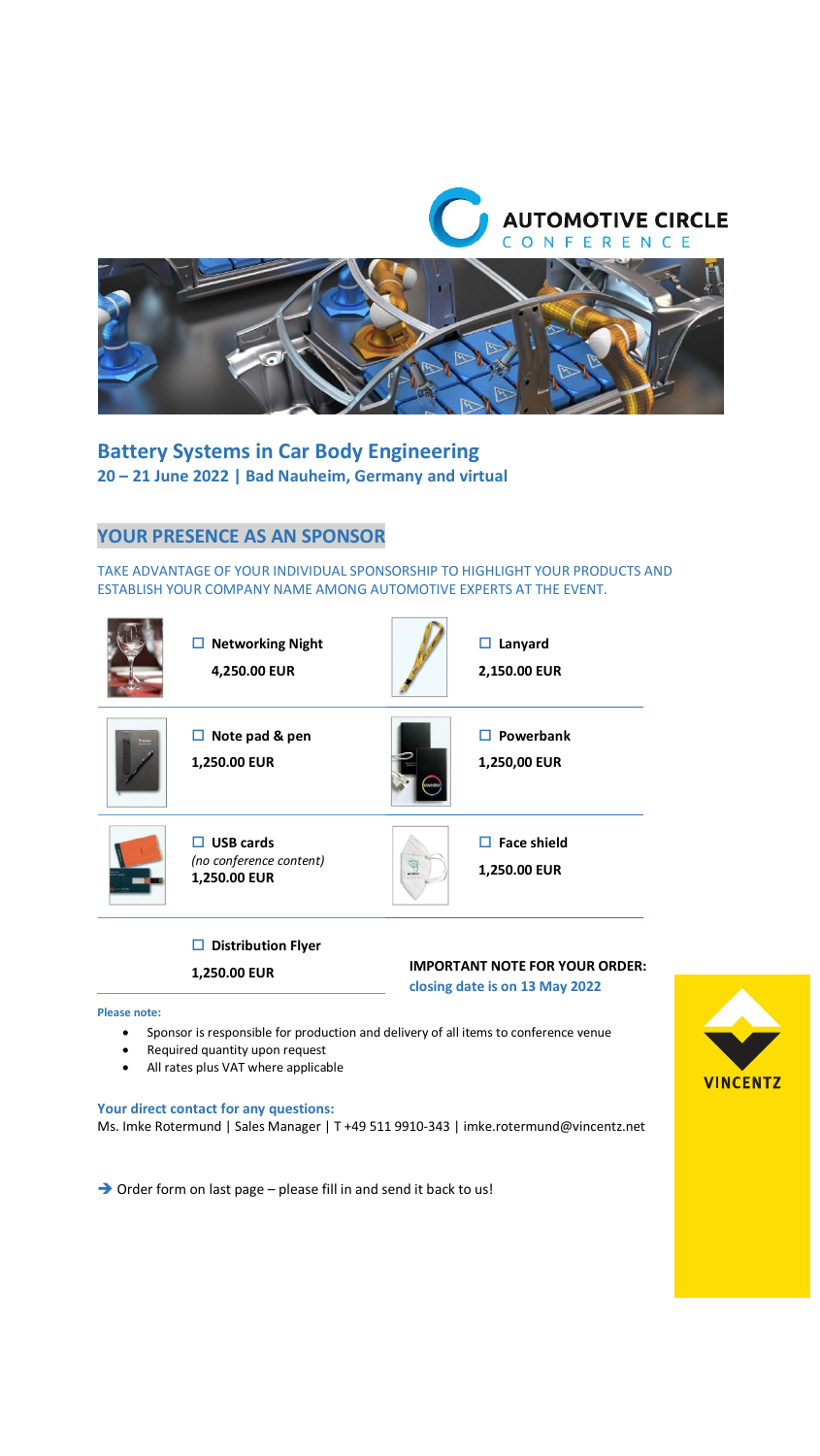AUTOMOTIVE CIRCLE
CONFERENCE

# Battery Systems in Car Body Engineering

**20 – 21 June 2022 | Bad Nauheim, Germany and virtual**

## YOUR PRESENCE AS AN SPONSOR

TAKE ADVANTAGE OF YOUR INDIVIDUAL SPONSORSHIP TO HIGHLIGHT YOUR PRODUCTS AND ESTABLISH YOUR COMPANY NAME AMONG AUTOMOTIVE EXPERTS AT THE EVENT.

| Item | Price | Item | Price |
|---|---|---|---|
| ☐ **Networking Night** | **4,250.00 EUR** | ☐ **Lanyard** | **2,150.00 EUR** |
| ☐ **Note pad & pen** | **1,250.00 EUR** | ☐ **Powerbank** | **1,250,00 EUR** |
| ☐ **USB cards** *(no conference content)* | **1,250.00 EUR** | ☐ **Face shield** | **1,250.00 EUR** |
| ☐ **Distribution Flyer** | **1,250.00 EUR** | | |

**IMPORTANT NOTE FOR YOUR ORDER:**
**closing date is on 13 May 2022**

**Please note:**

- Sponsor is responsible for production and delivery of all items to conference venue
- Required quantity upon request
- All rates plus VAT where applicable

**Your direct contact for any questions:**
Ms. Imke Rotermund | Sales Manager | T +49 511 9910-343 | imke.rotermund@vincentz.net

→ Order form on last page – please fill in and send it back to us!

VINCENTZ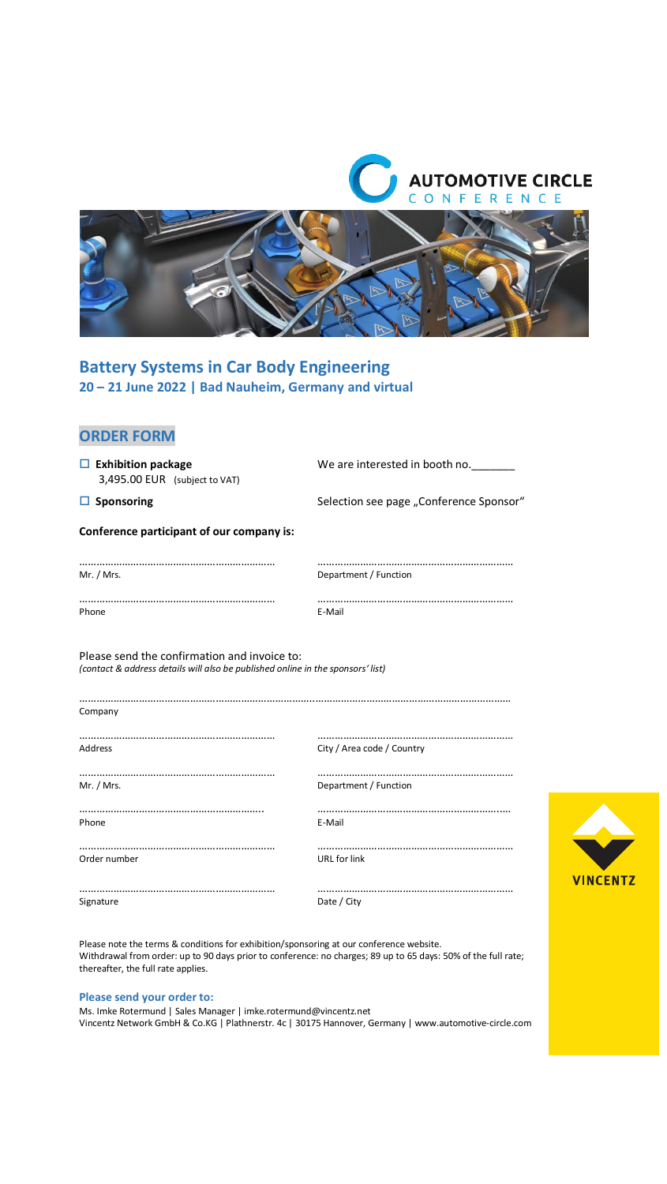AUTOMOTIVE CIRCLE
CONFERENCE

# Battery Systems in Car Body Engineering

**20 – 21 June 2022 | Bad Nauheim, Germany and virtual**

## ORDER FORM

☐ **Exhibition package**
3,495.00 EUR (subject to VAT)

We are interested in booth no.\_\_\_\_\_\_\_

☐ **Sponsoring**

Selection see page „Conference Sponsor"

**Conference participant of our company is:**

................................................................
Mr. / Mrs.

................................................................
Department / Function

................................................................
Phone

................................................................
E-Mail

Please send the confirmation and invoice to:
*(contact & address details will also be published online in the sponsors' list)*

................................................................................................................................
Company

................................................................
Address

................................................................
City / Area code / Country

................................................................
Mr. / Mrs.

................................................................
Department / Function

................................................................
Phone

................................................................
E-Mail

................................................................
Order number

................................................................
URL for link

................................................................
Signature

................................................................
Date / City

Please note the terms & conditions for exhibition/sponsoring at our conference website.
Withdrawal from order: up to 90 days prior to conference: no charges; 89 up to 65 days: 50% of the full rate; thereafter, the full rate applies.

**Please send your order to:**

Ms. Imke Rotermund | Sales Manager | imke.rotermund@vincentz.net
Vincentz Network GmbH & Co.KG | Plathnerstr. 4c | 30175 Hannover, Germany | www.automotive-circle.com

VINCENTZ